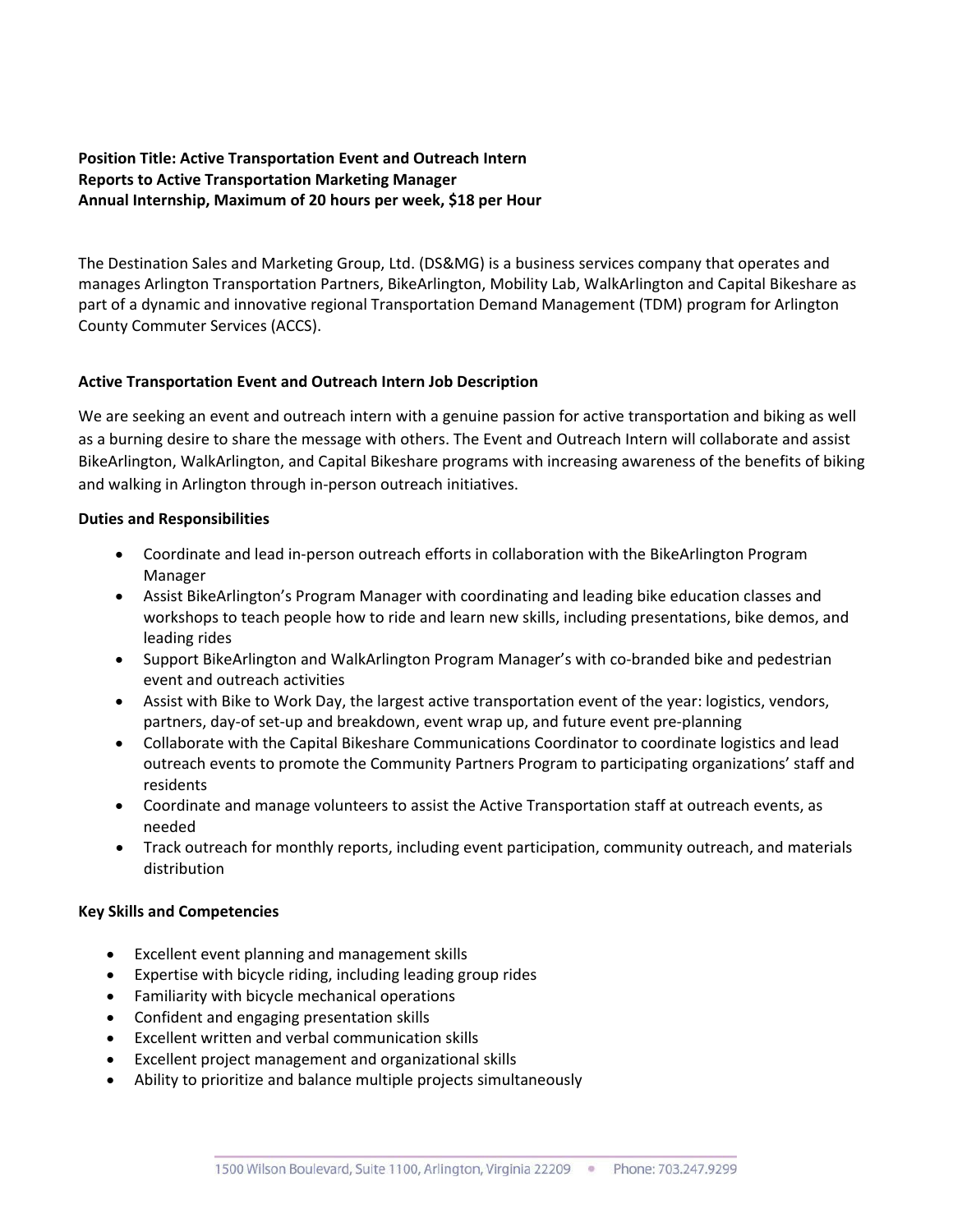**Position Title: Active Transportation Event and Outreach Intern**
**Reports to Active Transportation Marketing Manager**
**Annual Internship, Maximum of 20 hours per week, $18 per Hour**

The Destination Sales and Marketing Group, Ltd. (DS&MG) is a business services company that operates and manages Arlington Transportation Partners, BikeArlington, Mobility Lab, WalkArlington and Capital Bikeshare as part of a dynamic and innovative regional Transportation Demand Management (TDM) program for Arlington County Commuter Services (ACCS).

**Active Transportation Event and Outreach Intern Job Description**

We are seeking an event and outreach intern with a genuine passion for active transportation and biking as well as a burning desire to share the message with others. The Event and Outreach Intern will collaborate and assist BikeArlington, WalkArlington, and Capital Bikeshare programs with increasing awareness of the benefits of biking and walking in Arlington through in-person outreach initiatives.

**Duties and Responsibilities**

- Coordinate and lead in-person outreach efforts in collaboration with the BikeArlington Program Manager
- Assist BikeArlington's Program Manager with coordinating and leading bike education classes and workshops to teach people how to ride and learn new skills, including presentations, bike demos, and leading rides
- Support BikeArlington and WalkArlington Program Manager's with co-branded bike and pedestrian event and outreach activities
- Assist with Bike to Work Day, the largest active transportation event of the year: logistics, vendors, partners, day-of set-up and breakdown, event wrap up, and future event pre-planning
- Collaborate with the Capital Bikeshare Communications Coordinator to coordinate logistics and lead outreach events to promote the Community Partners Program to participating organizations' staff and residents
- Coordinate and manage volunteers to assist the Active Transportation staff at outreach events, as needed
- Track outreach for monthly reports, including event participation, community outreach, and materials distribution

**Key Skills and Competencies**

- Excellent event planning and management skills
- Expertise with bicycle riding, including leading group rides
- Familiarity with bicycle mechanical operations
- Confident and engaging presentation skills
- Excellent written and verbal communication skills
- Excellent project management and organizational skills
- Ability to prioritize and balance multiple projects simultaneously

1500 Wilson Boulevard, Suite 1100, Arlington, Virginia 22209 • Phone: 703.247.9299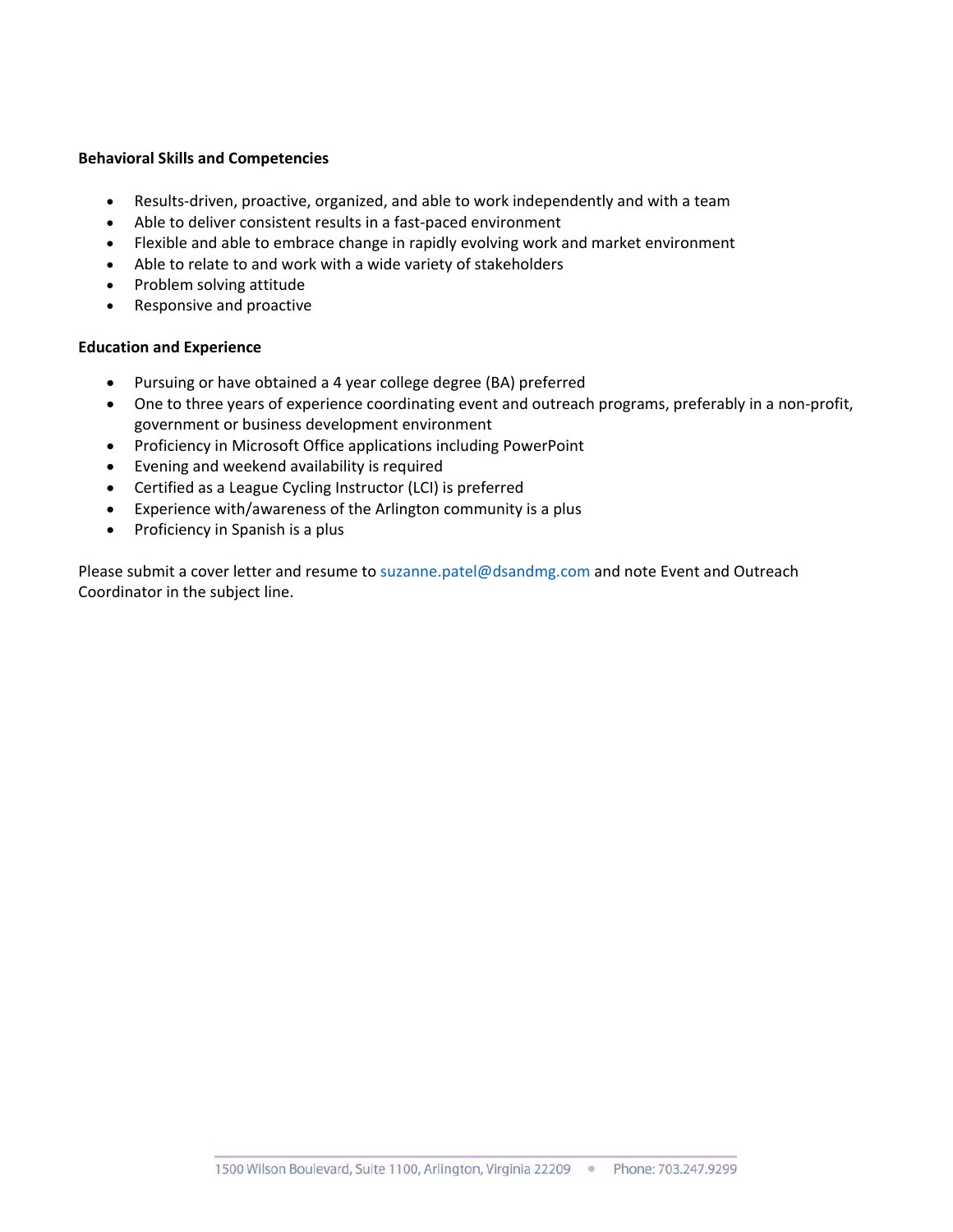**Behavioral Skills and Competencies**

- Results-driven, proactive, organized, and able to work independently and with a team
- Able to deliver consistent results in a fast-paced environment
- Flexible and able to embrace change in rapidly evolving work and market environment
- Able to relate to and work with a wide variety of stakeholders
- Problem solving attitude
- Responsive and proactive

**Education and Experience**

- Pursuing or have obtained a 4 year college degree (BA) preferred
- One to three years of experience coordinating event and outreach programs, preferably in a non-profit, government or business development environment
- Proficiency in Microsoft Office applications including PowerPoint
- Evening and weekend availability is required
- Certified as a League Cycling Instructor (LCI) is preferred
- Experience with/awareness of the Arlington community is a plus
- Proficiency in Spanish is a plus

Please submit a cover letter and resume to suzanne.patel@dsandmg.com and note Event and Outreach Coordinator in the subject line.

1500 Wilson Boulevard, Suite 1100, Arlington, Virginia 22209 • Phone: 703.247.9299